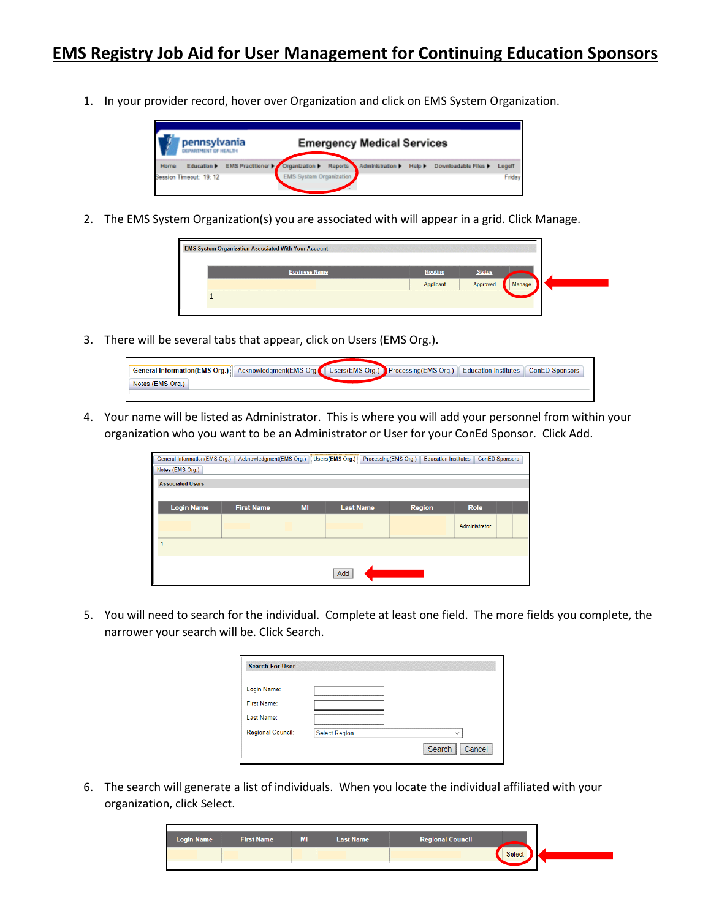# EMS Registry Job Aid for User Management for Continuing Education Sponsors

1. In your provider record, hover over Organization and click on EMS System Organization.

2. The EMS System Organization(s) you are associated with will appear in a grid. Click Manage.

3. There will be several tabs that appear, click on Users (EMS Org.).

4. Your name will be listed as Administrator. This is where you will add your personnel from within your organization who you want to be an Administrator or User for your ConEd Sponsor. Click Add.

5. You will need to search for the individual. Complete at least one field. The more fields you complete, the narrower your search will be. Click Search.

6. The search will generate a list of individuals. When you locate the individual affiliated with your organization, click Select.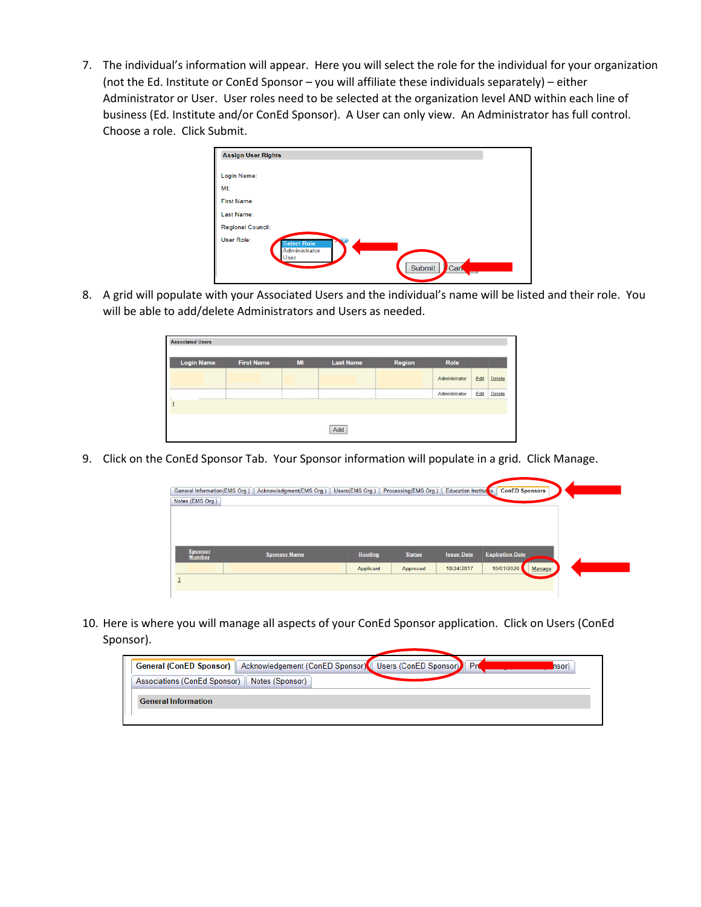7. The individual's information will appear. Here you will select the role for the individual for your organization (not the Ed. Institute or ConEd Sponsor – you will affiliate these individuals separately) – either Administrator or User. User roles need to be selected at the organization level AND within each line of business (Ed. Institute and/or ConEd Sponsor). A User can only view. An Administrator has full control. Choose a role. Click Submit.

8. A grid will populate with your Associated Users and the individual's name will be listed and their role. You will be able to add/delete Administrators and Users as needed.

9. Click on the ConEd Sponsor Tab. Your Sponsor information will populate in a grid. Click Manage.

10. Here is where you will manage all aspects of your ConEd Sponsor application. Click on Users (ConEd Sponsor).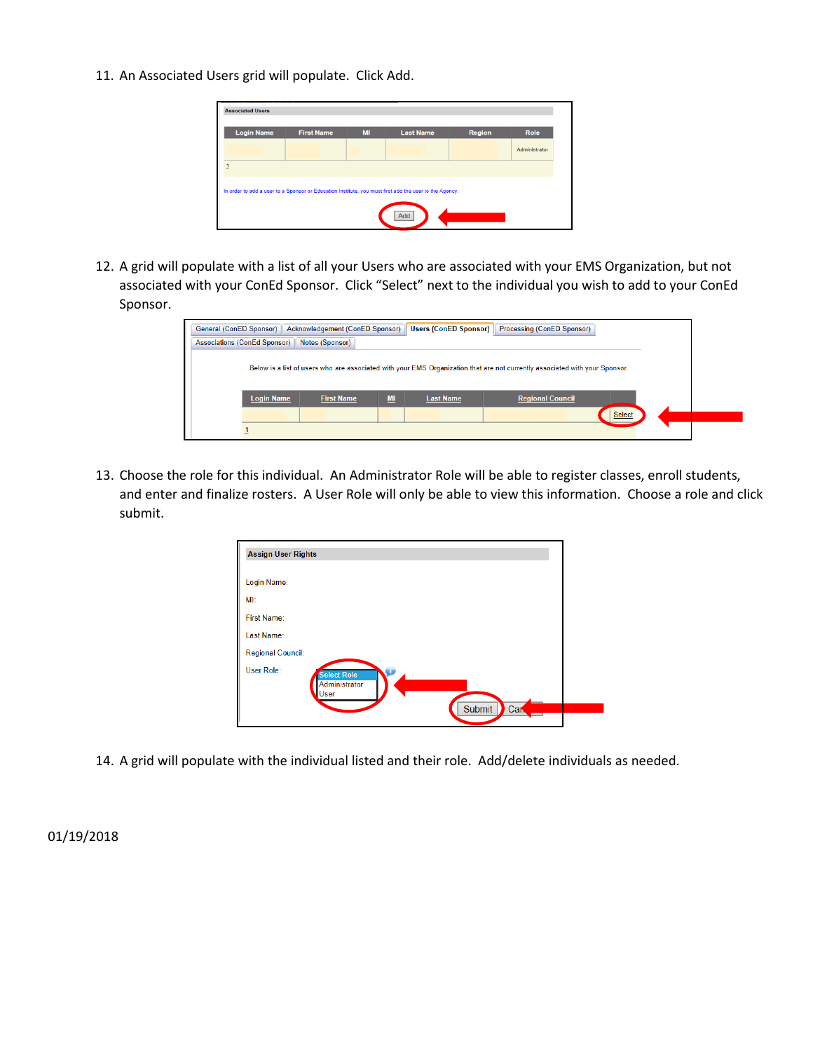11. An Associated Users grid will populate. Click Add.

Associated Users

| Login Name | First Name | MI | Last Name | Region | Role |
|---|---|---|---|---|---|
| | | | | | Administrator |

1

In order to add a user to a Sponsor or Education Institute, you must first add the user to the Agency.

Add

12. A grid will populate with a list of all your Users who are associated with your EMS Organization, but not associated with your ConEd Sponsor. Click "Select" next to the individual you wish to add to your ConEd Sponsor.

General (ConED Sponsor) | Acknowledgement (ConED Sponsor) | Users (ConED Sponsor) | Processing (ConED Sponsor)

Associations (ConED Sponsor) | Notes (Sponsor)

Below is a list of users who are associated with your EMS Organization that are not currently associated with your Sponsor.

| Login Name | First Name | MI | Last Name | Regional Council | |
|---|---|---|---|---|---|
| | | | | | Select |

1

13. Choose the role for this individual. An Administrator Role will be able to register classes, enroll students, and enter and finalize rosters. A User Role will only be able to view this information. Choose a role and click submit.

Assign User Rights

Login Name:

MI:

First Name:

Last Name:

Regional Council:

User Role: Select Role / Administrator / User

Submit Cancel

14. A grid will populate with the individual listed and their role. Add/delete individuals as needed.

01/19/2018